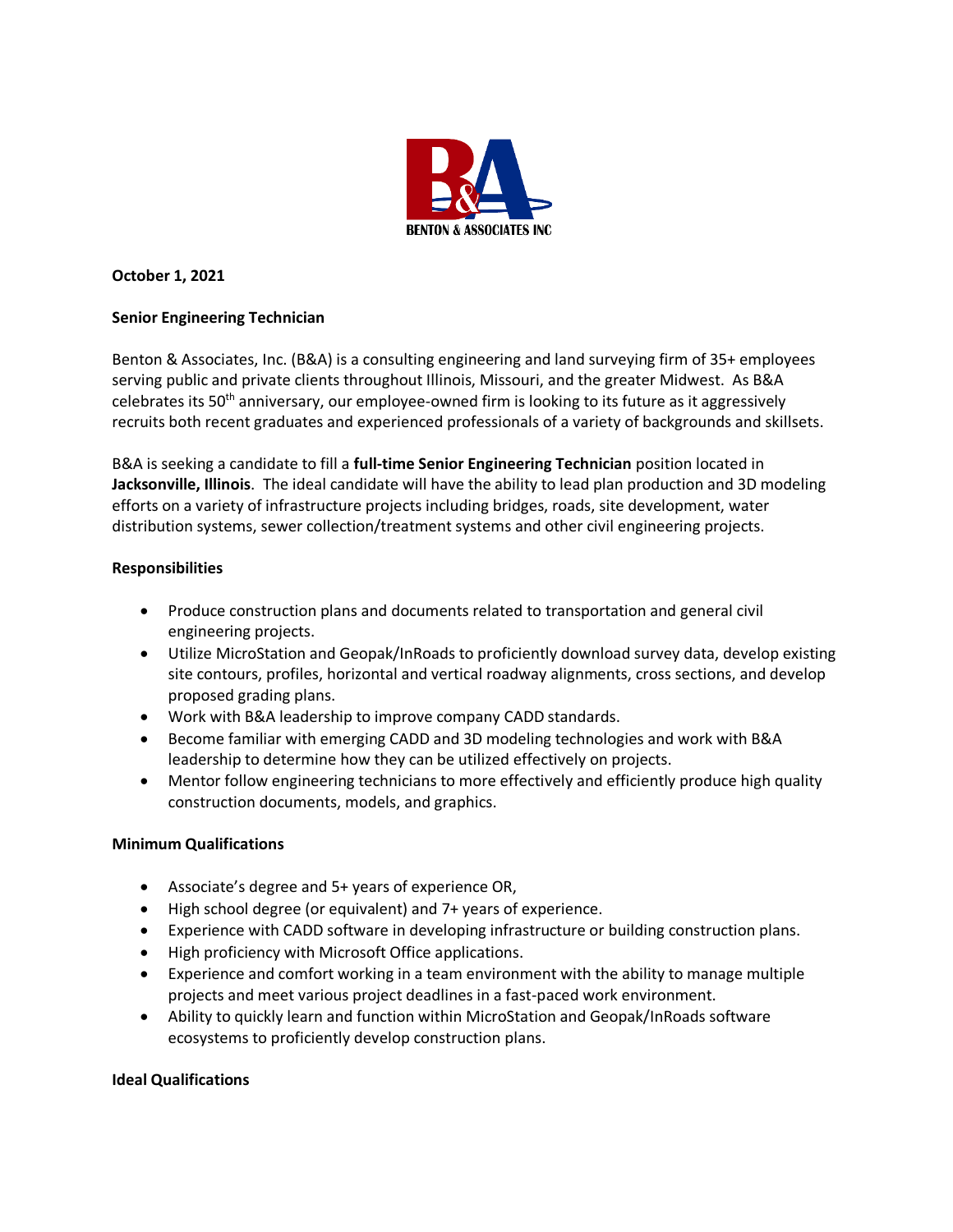BENTON & ASSOCIATES INC

**October 1, 2021**

**Senior Engineering Technician**

Benton & Associates, Inc. (B&A) is a consulting engineering and land surveying firm of 35+ employees serving public and private clients throughout Illinois, Missouri, and the greater Midwest. As B&A celebrates its 50th anniversary, our employee-owned firm is looking to its future as it aggressively recruits both recent graduates and experienced professionals of a variety of backgrounds and skillsets.

B&A is seeking a candidate to fill a **full-time Senior Engineering Technician** position located in **Jacksonville, Illinois**. The ideal candidate will have the ability to lead plan production and 3D modeling efforts on a variety of infrastructure projects including bridges, roads, site development, water distribution systems, sewer collection/treatment systems and other civil engineering projects.

**Responsibilities**

- Produce construction plans and documents related to transportation and general civil engineering projects.
- Utilize MicroStation and Geopak/InRoads to proficiently download survey data, develop existing site contours, profiles, horizontal and vertical roadway alignments, cross sections, and develop proposed grading plans.
- Work with B&A leadership to improve company CADD standards.
- Become familiar with emerging CADD and 3D modeling technologies and work with B&A leadership to determine how they can be utilized effectively on projects.
- Mentor follow engineering technicians to more effectively and efficiently produce high quality construction documents, models, and graphics.

**Minimum Qualifications**

- Associate's degree and 5+ years of experience OR,
- High school degree (or equivalent) and 7+ years of experience.
- Experience with CADD software in developing infrastructure or building construction plans.
- High proficiency with Microsoft Office applications.
- Experience and comfort working in a team environment with the ability to manage multiple projects and meet various project deadlines in a fast-paced work environment.
- Ability to quickly learn and function within MicroStation and Geopak/InRoads software ecosystems to proficiently develop construction plans.

**Ideal Qualifications**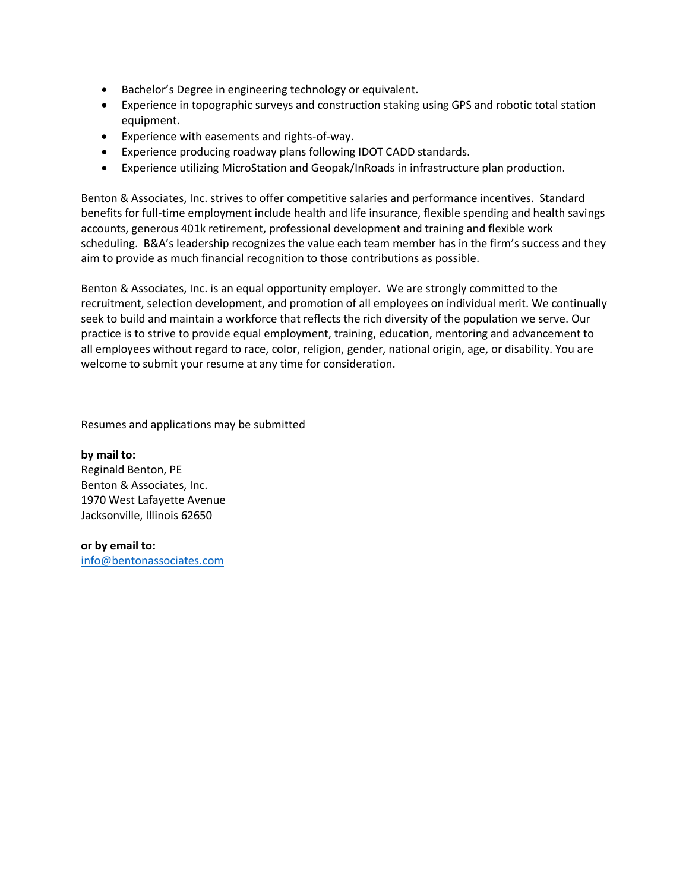- Bachelor's Degree in engineering technology or equivalent.
- Experience in topographic surveys and construction staking using GPS and robotic total station equipment.
- Experience with easements and rights-of-way.
- Experience producing roadway plans following IDOT CADD standards.
- Experience utilizing MicroStation and Geopak/InRoads in infrastructure plan production.

Benton & Associates, Inc. strives to offer competitive salaries and performance incentives. Standard benefits for full-time employment include health and life insurance, flexible spending and health savings accounts, generous 401k retirement, professional development and training and flexible work scheduling. B&A's leadership recognizes the value each team member has in the firm's success and they aim to provide as much financial recognition to those contributions as possible.

Benton & Associates, Inc. is an equal opportunity employer. We are strongly committed to the recruitment, selection development, and promotion of all employees on individual merit. We continually seek to build and maintain a workforce that reflects the rich diversity of the population we serve. Our practice is to strive to provide equal employment, training, education, mentoring and advancement to all employees without regard to race, color, religion, gender, national origin, age, or disability. You are welcome to submit your resume at any time for consideration.

Resumes and applications may be submitted

**by mail to:**
Reginald Benton, PE
Benton & Associates, Inc.
1970 West Lafayette Avenue
Jacksonville, Illinois 62650

**or by email to:**
info@bentonassociates.com